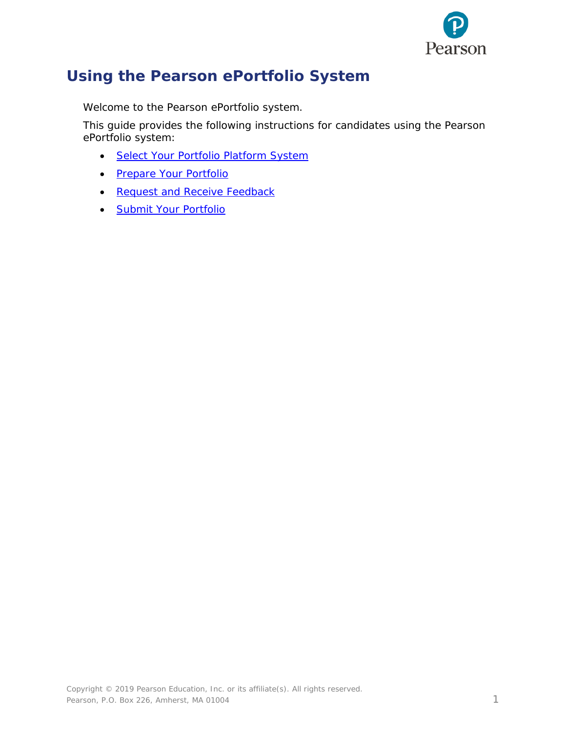# Using the Pearson ePortfolio System

Welcome to the Pearson ePortfolio system.

This guide provides the following instructions for candidates using the Pearson ePortfolio system:

- Select Your Portfolio Platform System
- Prepare Your Portfolio
- Request and Receive Feedback
- Submit Your Portfolio

Copyright © 2019 Pearson Education, Inc. or its affiliate(s). All rights reserved.
Pearson, P.O. Box 226, Amherst, MA 01004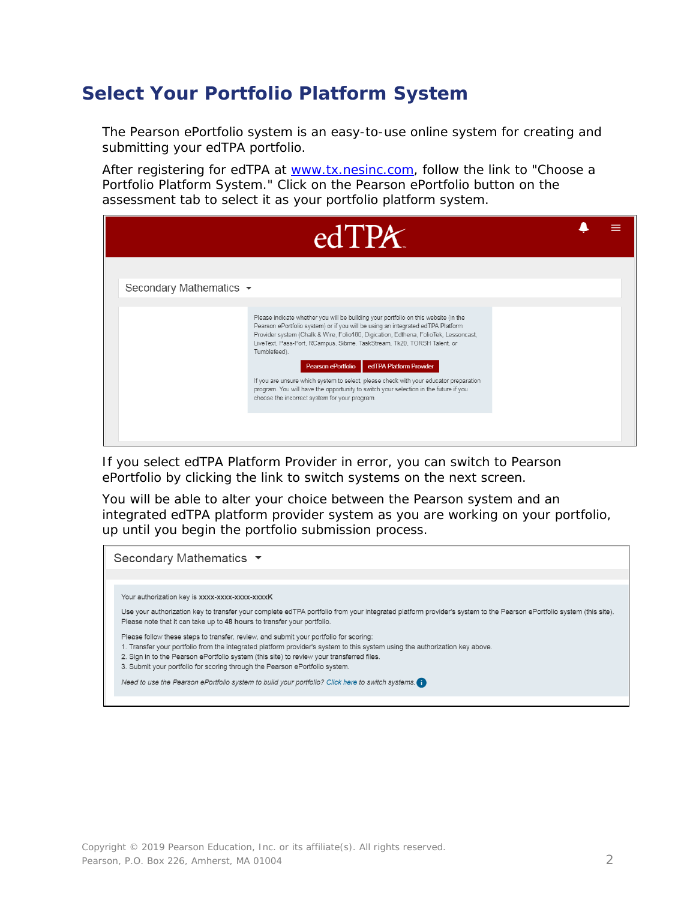# Select Your Portfolio Platform System

The Pearson ePortfolio system is an easy-to-use online system for creating and submitting your edTPA portfolio.

After registering for edTPA at www.tx.nesinc.com, follow the link to "Choose a Portfolio Platform System." Click on the Pearson ePortfolio button on the assessment tab to select it as your portfolio platform system.

edTPA

Secondary Mathematics

Please indicate whether you will be building your portfolio on this website (in the Pearson ePortfolio system) or if you will be using an integrated edTPA Platform Provider system (Chalk & Wire, Folio180, Digication, Edthena, FolioTek, Lessoncast, LiveText, Pass-Port, RCampus, Sibme, TaskStream, Tk20, TORSH Talent, or Tumblefeed).

Pearson ePortfolio | edTPA Platform Provider

If you are unsure which system to select, please check with your educator preparation program. You will have the opportunity to switch your selection in the future if you choose the incorrect system for your program.

If you select edTPA Platform Provider in error, you can switch to Pearson ePortfolio by clicking the link to switch systems on the next screen.

You will be able to alter your choice between the Pearson system and an integrated edTPA platform provider system as you are working on your portfolio, up until you begin the portfolio submission process.

Secondary Mathematics

Your authorization key is **xxxx-xxxx-xxxx-xxxxK**

Use your authorization key to transfer your complete edTPA portfolio from your integrated platform provider's system to the Pearson ePortfolio system (this site). Please note that it can take up to **48 hours** to transfer your portfolio.

Please follow these steps to transfer, review, and submit your portfolio for scoring:

1. Transfer your portfolio from the integrated platform provider's system to this system using the authorization key above.
2. Sign in to the Pearson ePortfolio system (this site) to review your transferred files.
3. Submit your portfolio for scoring through the Pearson ePortfolio system.

*Need to use the Pearson ePortfolio system to build your portfolio? Click here to switch systems.*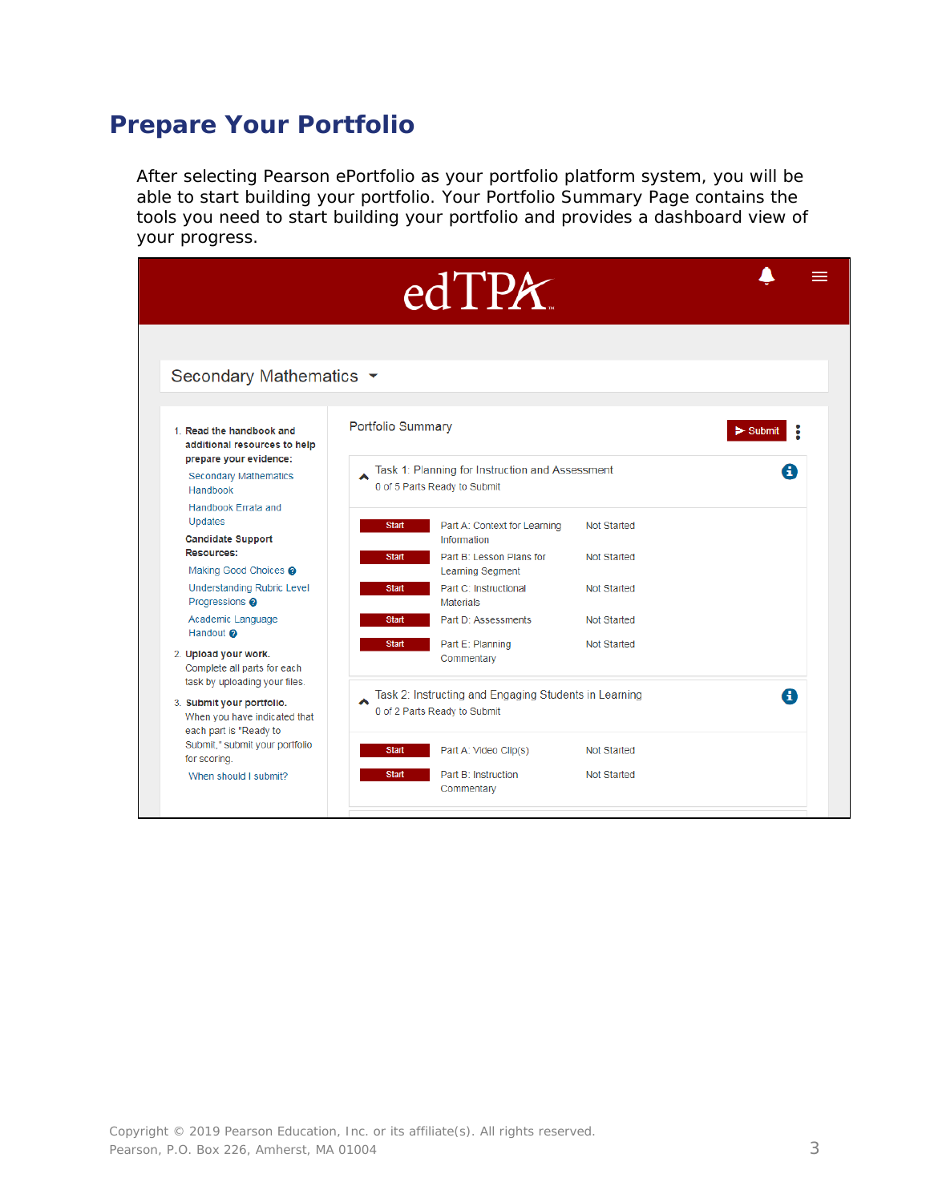# Prepare Your Portfolio

After selecting Pearson ePortfolio as your portfolio platform system, you will be able to start building your portfolio. Your Portfolio Summary Page contains the tools you need to start building your portfolio and provides a dashboard view of your progress.

edTPA

Secondary Mathematics

1. **Read the handbook and additional resources to help prepare your evidence:**
   - Secondary Mathematics Handbook
   - Handbook Errata and Updates

   **Candidate Support Resources:**
   - Making Good Choices
   - Understanding Rubric Level Progressions
   - Academic Language Handout
2. **Upload your work.** Complete all parts for each task by uploading your files.
3. **Submit your portfolio.** When you have indicated that each part is "Ready to Submit," submit your portfolio for scoring.
   - When should I submit?

Portfolio Summary — Submit

**Task 1: Planning for Instruction and Assessment**
0 of 5 Parts Ready to Submit

| | | |
|---|---|---|
| Start | Part A: Context for Learning Information | Not Started |
| Start | Part B: Lesson Plans for Learning Segment | Not Started |
| Start | Part C: Instructional Materials | Not Started |
| Start | Part D: Assessments | Not Started |
| Start | Part E: Planning Commentary | Not Started |

**Task 2: Instructing and Engaging Students in Learning**
0 of 2 Parts Ready to Submit

| | | |
|---|---|---|
| Start | Part A: Video Clip(s) | Not Started |
| Start | Part B: Instruction Commentary | Not Started |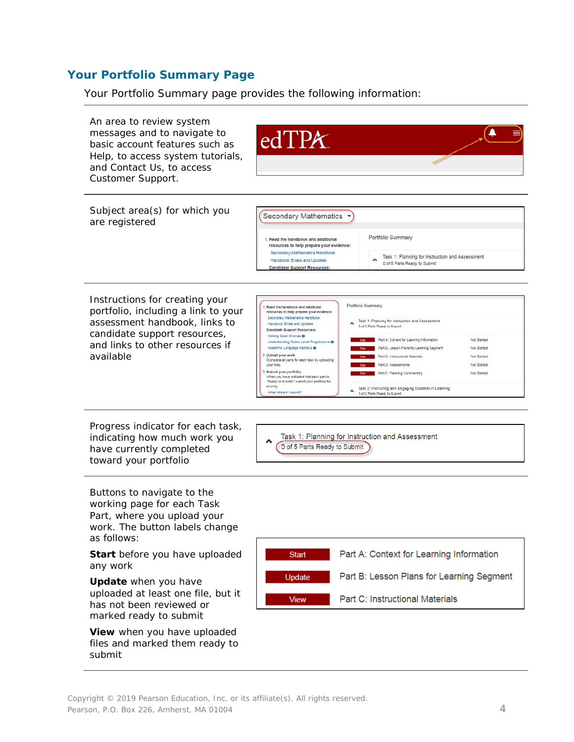## Your Portfolio Summary Page

Your Portfolio Summary page provides the following information:

An area to review system messages and to navigate to basic account features such as Help, to access system tutorials, and Contact Us, to access Customer Support.

Subject area(s) for which you are registered

Instructions for creating your portfolio, including a link to your assessment handbook, links to candidate support resources, and links to other resources if available

Progress indicator for each task, indicating how much work you have currently completed toward your portfolio

Buttons to navigate to the working page for each Task Part, where you upload your work. The button labels change as follows:

**Start** before you have uploaded any work

**Update** when you have uploaded at least one file, but it has not been reviewed or marked ready to submit

**View** when you have uploaded files and marked them ready to submit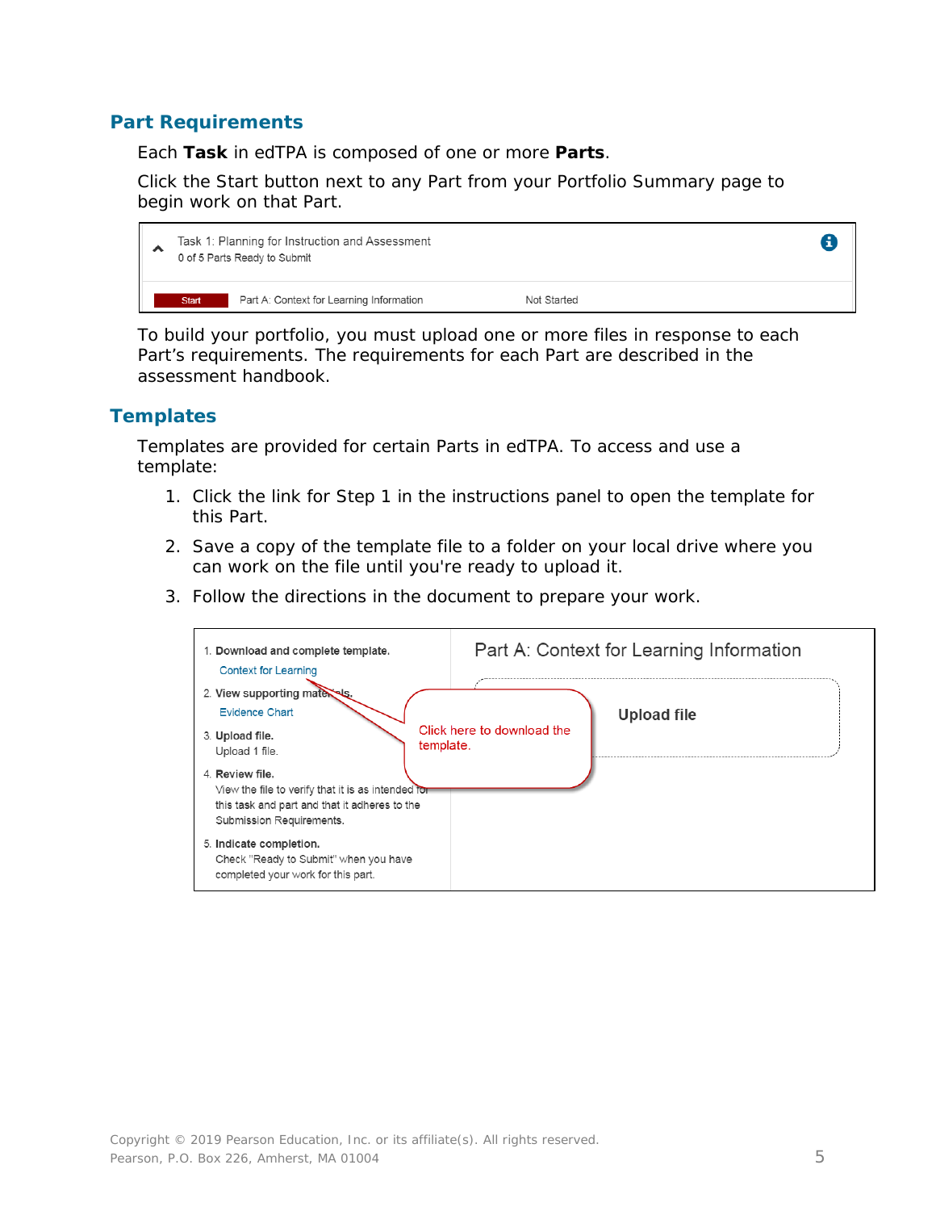## Part Requirements

Each **Task** in edTPA is composed of one or more **Parts**.

Click the Start button next to any Part from your Portfolio Summary page to begin work on that Part.

Task 1: Planning for Instruction and Assessment
0 of 5 Parts Ready to Submit

Start | Part A: Context for Learning Information | Not Started

To build your portfolio, you must upload one or more files in response to each Part's requirements. The requirements for each Part are described in the assessment handbook.

## Templates

Templates are provided for certain Parts in edTPA. To access and use a template:

1. Click the link for Step 1 in the instructions panel to open the template for this Part.
2. Save a copy of the template file to a folder on your local drive where you can work on the file until you're ready to upload it.
3. Follow the directions in the document to prepare your work.

1. **Download and complete template.**
   Context for Learning
2. **View supporting materials.**
   Evidence Chart
3. **Upload file.**
   Upload 1 file.
4. **Review file.**
   View the file to verify that it is as intended for this task and part and that it adheres to the Submission Requirements.
5. **Indicate completion.**
   Check "Ready to Submit" when you have completed your work for this part.

Part A: Context for Learning Information

Click here to download the template.

Upload file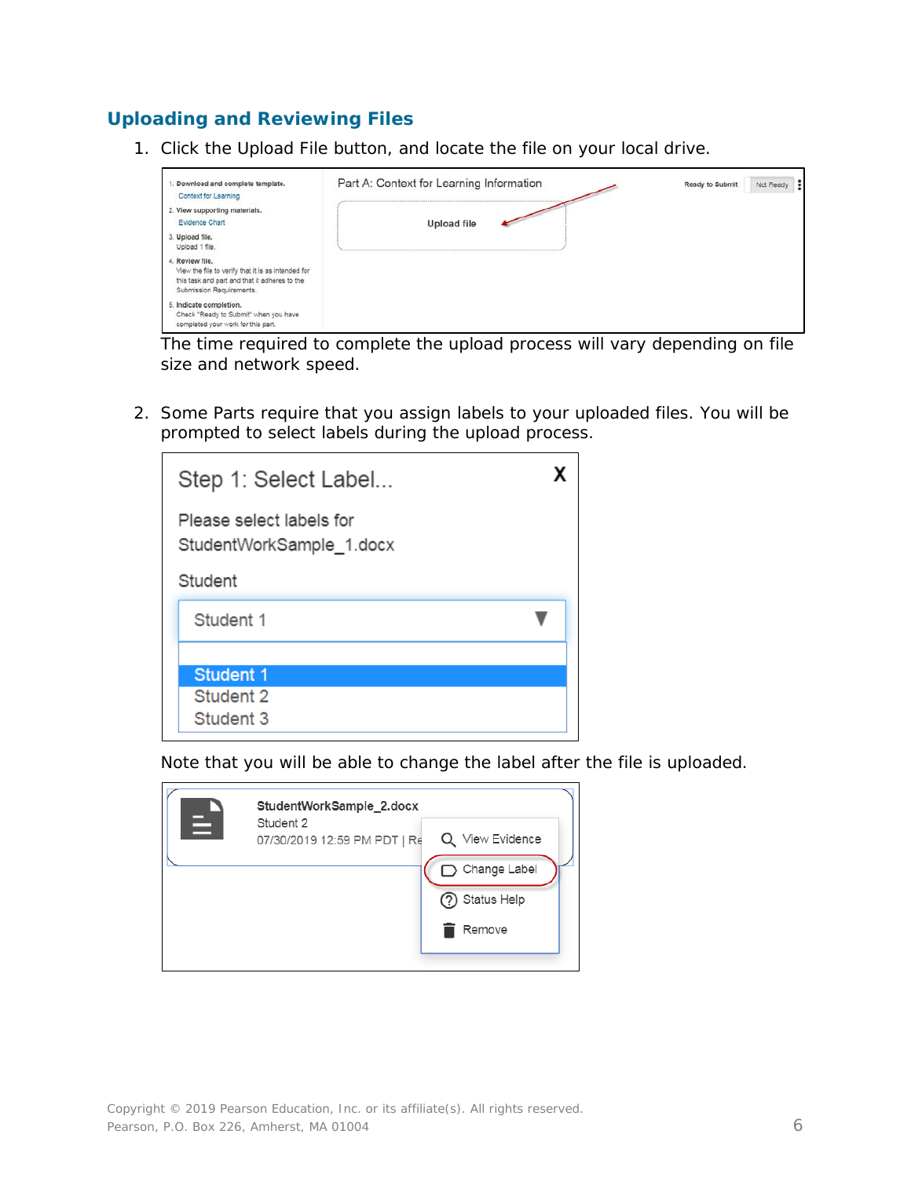## Uploading and Reviewing Files

1. Click the Upload File button, and locate the file on your local drive.

   The time required to complete the upload process will vary depending on file size and network speed.

2. Some Parts require that you assign labels to your uploaded files. You will be prompted to select labels during the upload process.

   Note that you will be able to change the label after the file is uploaded.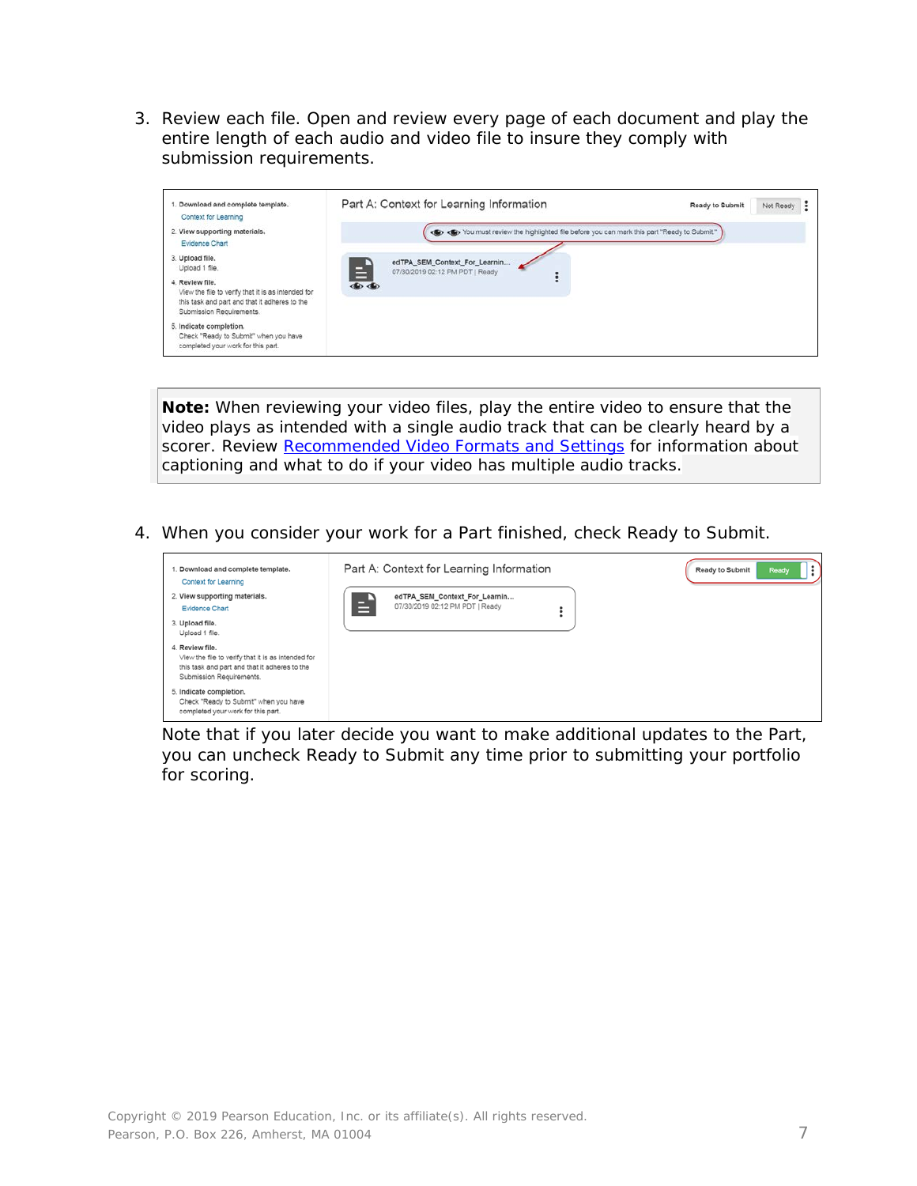3. Review each file. Open and review every page of each document and play the entire length of each audio and video file to insure they comply with submission requirements.

> **Note:** When reviewing your video files, play the entire video to ensure that the video plays as intended with a single audio track that can be clearly heard by a scorer. Review Recommended Video Formats and Settings for information about captioning and what to do if your video has multiple audio tracks.

4. When you consider your work for a Part finished, check Ready to Submit.

   Note that if you later decide you want to make additional updates to the Part, you can uncheck Ready to Submit any time prior to submitting your portfolio for scoring.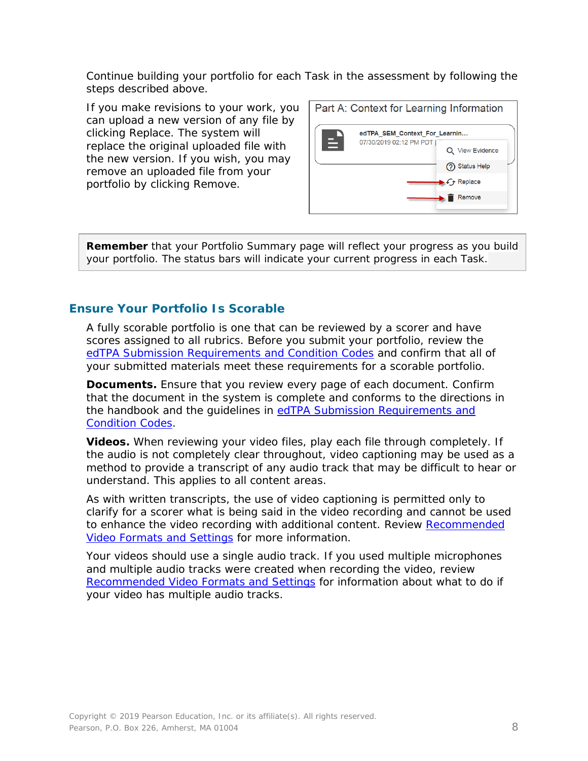Continue building your portfolio for each Task in the assessment by following the steps described above.

If you make revisions to your work, you can upload a new version of any file by clicking Replace. The system will replace the original uploaded file with the new version. If you wish, you may remove an uploaded file from your portfolio by clicking Remove.

**Remember** that your Portfolio Summary page will reflect your progress as you build your portfolio. The status bars will indicate your current progress in each Task.

## Ensure Your Portfolio Is Scorable

A fully scorable portfolio is one that can be reviewed by a scorer and have scores assigned to all rubrics. Before you submit your portfolio, review the edTPA Submission Requirements and Condition Codes and confirm that all of your submitted materials meet these requirements for a scorable portfolio.

**Documents.** Ensure that you review every page of each document. Confirm that the document in the system is complete and conforms to the directions in the handbook and the guidelines in edTPA Submission Requirements and Condition Codes.

**Videos.** When reviewing your video files, play each file through completely. If the audio is not completely clear throughout, video captioning may be used as a method to provide a transcript of any audio track that may be difficult to hear or understand. This applies to all content areas.

As with written transcripts, the use of video captioning is permitted only to clarify for a scorer what is being said in the video recording and cannot be used to enhance the video recording with additional content. Review Recommended Video Formats and Settings for more information.

Your videos should use a single audio track. If you used multiple microphones and multiple audio tracks were created when recording the video, review Recommended Video Formats and Settings for information about what to do if your video has multiple audio tracks.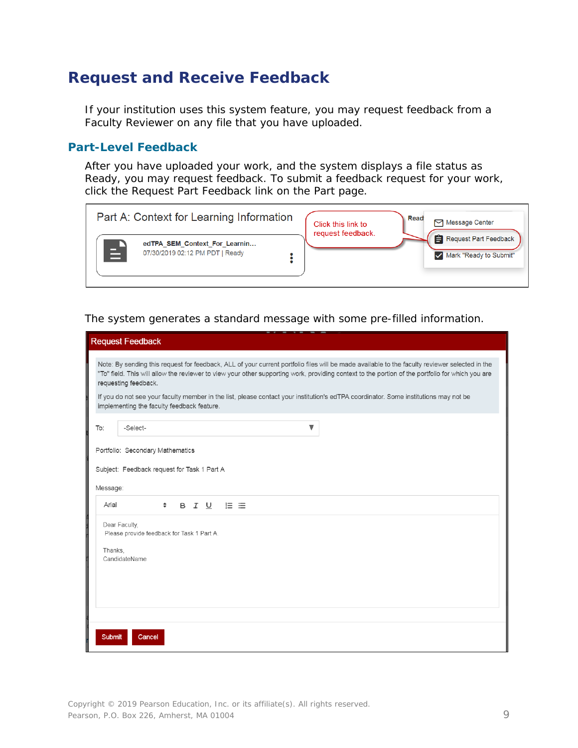# Request and Receive Feedback

If your institution uses this system feature, you may request feedback from a Faculty Reviewer on any file that you have uploaded.

## Part-Level Feedback

After you have uploaded your work, and the system displays a file status as Ready, you may request feedback. To submit a feedback request for your work, click the Request Part Feedback link on the Part page.

Part A: Context for Learning Information

edTPA_SEM_Context_For_Learnin...
07/30/2019 02:12 PM PDT | Ready

Click this link to request feedback.

Message Center
Request Part Feedback
Mark "Ready to Submit"

The system generates a standard message with some pre-filled information.

Request Feedback

Note: By sending this request for feedback, ALL of your current portfolio files will be made available to the faculty reviewer selected in the "To" field. This will allow the reviewer to view your other supporting work, providing context to the portion of the portfolio for which you are requesting feedback.

If you do not see your faculty member in the list, please contact your institution's edTPA coordinator. Some institutions may not be implementing the faculty feedback feature.

To: -Select-

Portfolio: Secondary Mathematics

Subject: Feedback request for Task 1 Part A

Message:

Dear Faculty,
Please provide feedback for Task 1 Part A.

Thanks,
CandidateName

Submit Cancel

Copyright © 2019 Pearson Education, Inc. or its affiliate(s). All rights reserved.
Pearson, P.O. Box 226, Amherst, MA 01004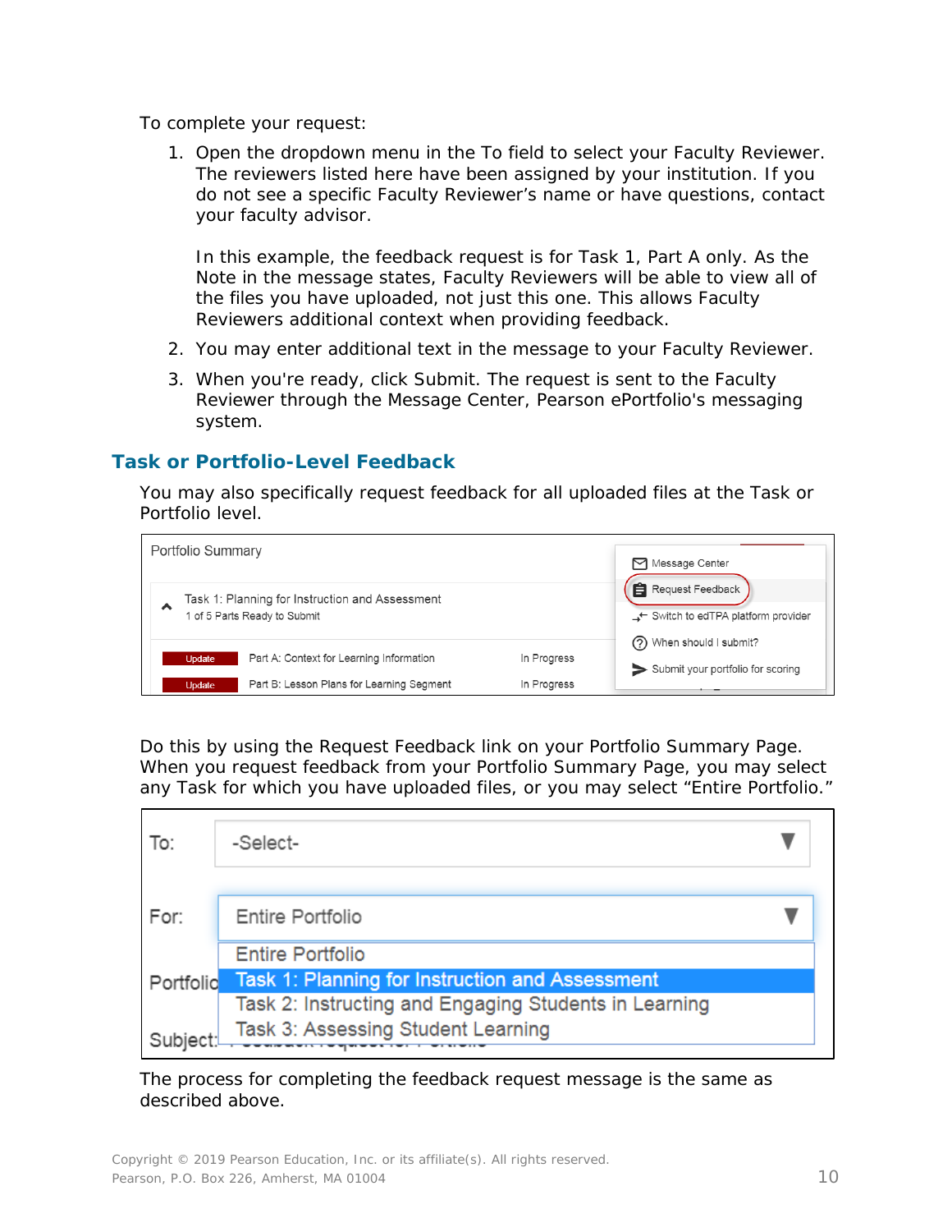To complete your request:

1. Open the dropdown menu in the To field to select your Faculty Reviewer. The reviewers listed here have been assigned by your institution. If you do not see a specific Faculty Reviewer's name or have questions, contact your faculty advisor.

   In this example, the feedback request is for Task 1, Part A only. As the Note in the message states, Faculty Reviewers will be able to view all of the files you have uploaded, not just this one. This allows Faculty Reviewers additional context when providing feedback.
2. You may enter additional text in the message to your Faculty Reviewer.
3. When you're ready, click Submit. The request is sent to the Faculty Reviewer through the Message Center, Pearson ePortfolio's messaging system.

## Task or Portfolio-Level Feedback

You may also specifically request feedback for all uploaded files at the Task or Portfolio level.

Do this by using the Request Feedback link on your Portfolio Summary Page. When you request feedback from your Portfolio Summary Page, you may select any Task for which you have uploaded files, or you may select "Entire Portfolio."

The process for completing the feedback request message is the same as described above.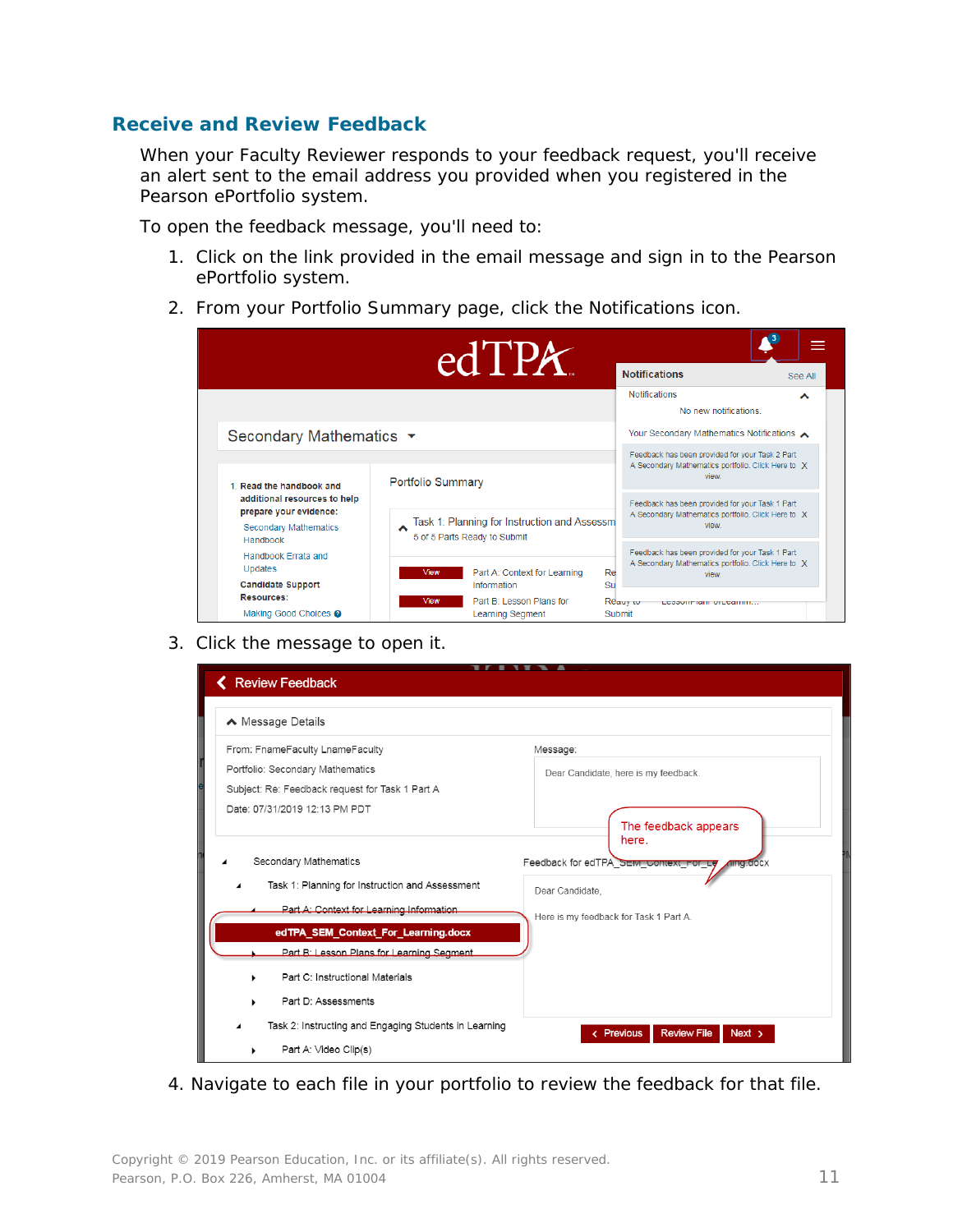## Receive and Review Feedback

When your Faculty Reviewer responds to your feedback request, you'll receive an alert sent to the email address you provided when you registered in the Pearson ePortfolio system.

To open the feedback message, you'll need to:

1. Click on the link provided in the email message and sign in to the Pearson ePortfolio system.
2. From your Portfolio Summary page, click the Notifications icon.
3. Click the message to open it.
4. Navigate to each file in your portfolio to review the feedback for that file.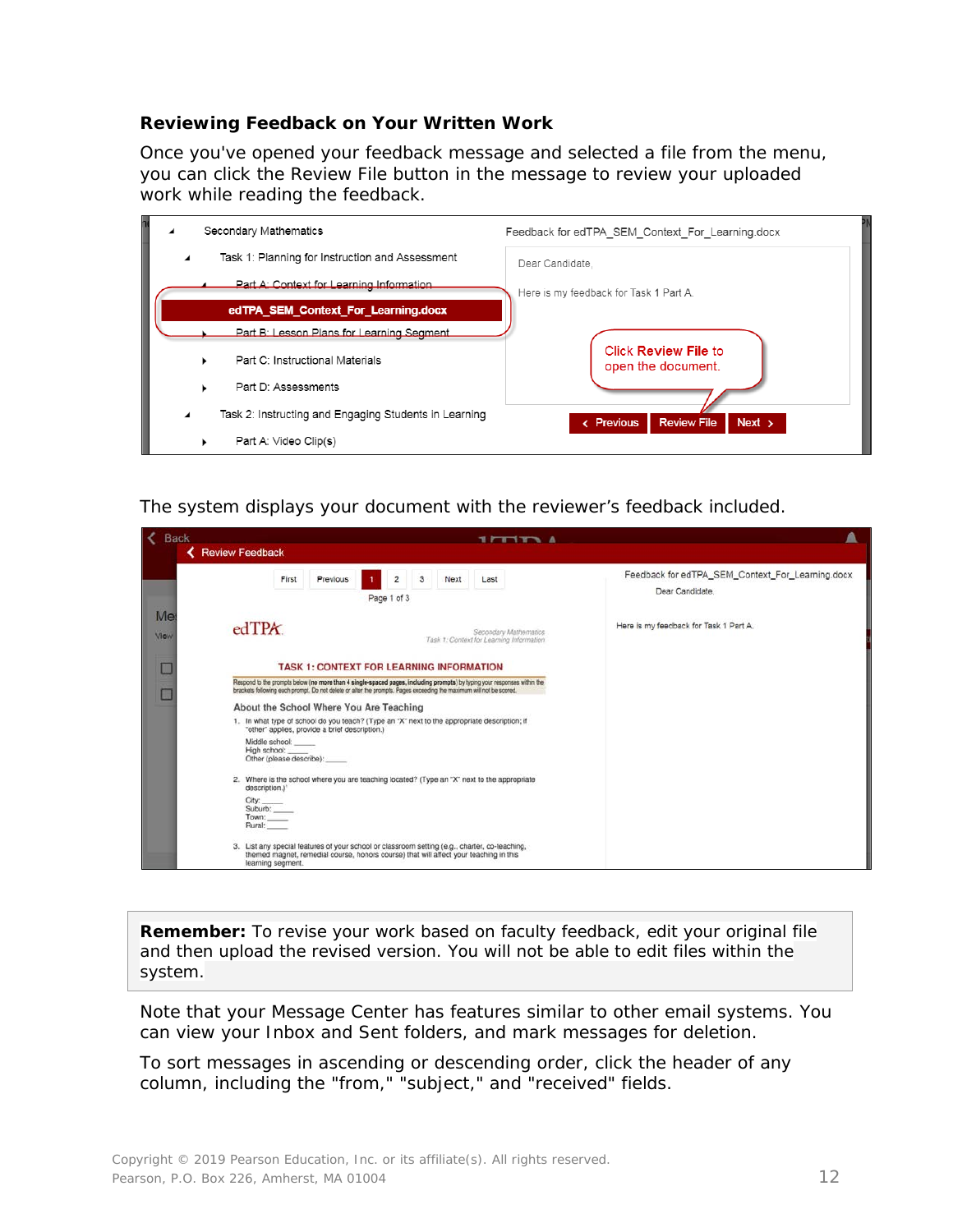### Reviewing Feedback on Your Written Work

Once you've opened your feedback message and selected a file from the menu, you can click the Review File button in the message to review your uploaded work while reading the feedback.

The system displays your document with the reviewer's feedback included.

**Remember:** To revise your work based on faculty feedback, edit your original file and then upload the revised version. You will not be able to edit files within the system.

Note that your Message Center has features similar to other email systems. You can view your Inbox and Sent folders, and mark messages for deletion.

To sort messages in ascending or descending order, click the header of any column, including the "from," "subject," and "received" fields.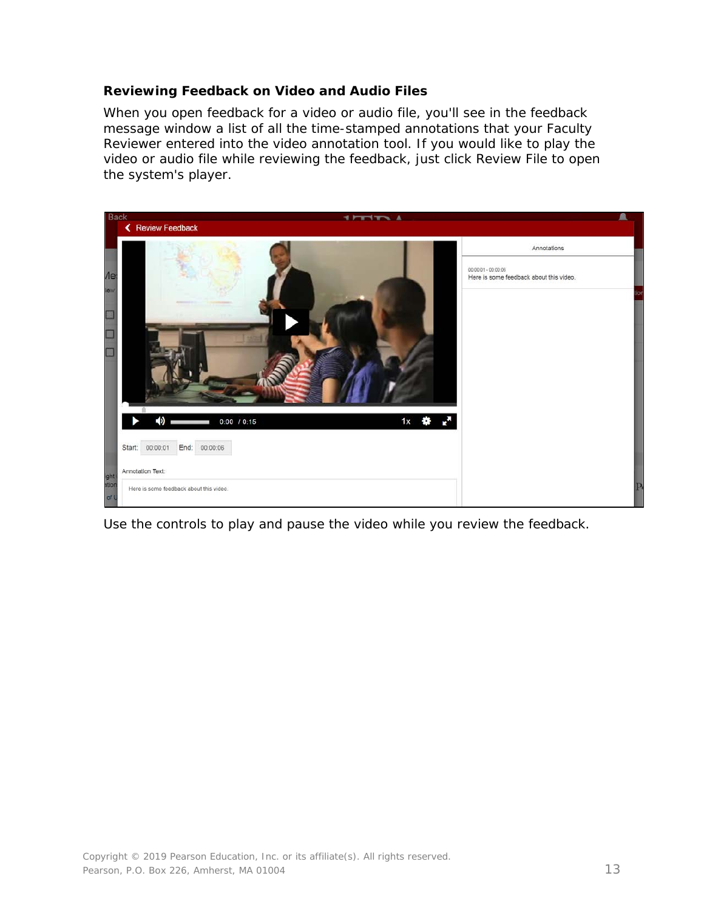### Reviewing Feedback on Video and Audio Files

When you open feedback for a video or audio file, you'll see in the feedback message window a list of all the time-stamped annotations that your Faculty Reviewer entered into the video annotation tool. If you would like to play the video or audio file while reviewing the feedback, just click Review File to open the system's player.

Use the controls to play and pause the video while you review the feedback.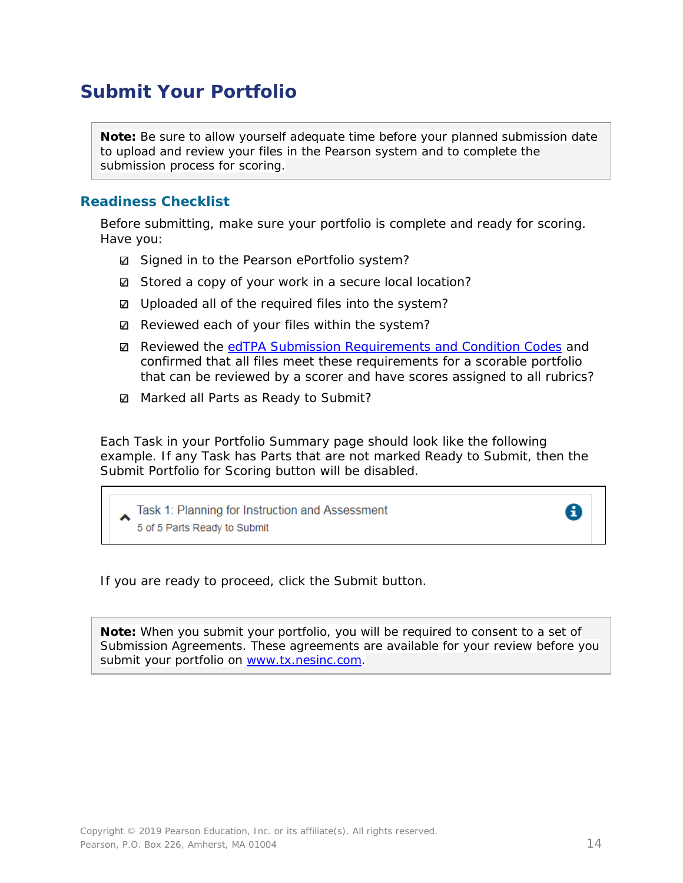# Submit Your Portfolio

> **Note:** Be sure to allow yourself adequate time before your planned submission date to upload and review your files in the Pearson system and to complete the submission process for scoring.

## Readiness Checklist

Before submitting, make sure your portfolio is complete and ready for scoring. Have you:

- ☑ Signed in to the Pearson ePortfolio system?
- ☑ Stored a copy of your work in a secure local location?
- ☑ Uploaded all of the required files into the system?
- ☑ Reviewed each of your files within the system?
- ☑ Reviewed the [edTPA Submission Requirements and Condition Codes]() and confirmed that all files meet these requirements for a scorable portfolio that can be reviewed by a scorer and have scores assigned to all rubrics?
- ☑ Marked all Parts as Ready to Submit?

Each Task in your Portfolio Summary page should look like the following example. If any Task has Parts that are not marked Ready to Submit, then the Submit Portfolio for Scoring button will be disabled.

Task 1: Planning for Instruction and Assessment
5 of 5 Parts Ready to Submit

If you are ready to proceed, click the Submit button.

> **Note:** When you submit your portfolio, you will be required to consent to a set of Submission Agreements. These agreements are available for your review before you submit your portfolio on [www.tx.nesinc.com](http://www.tx.nesinc.com).

Copyright © 2019 Pearson Education, Inc. or its affiliate(s). All rights reserved.
Pearson, P.O. Box 226, Amherst, MA 01004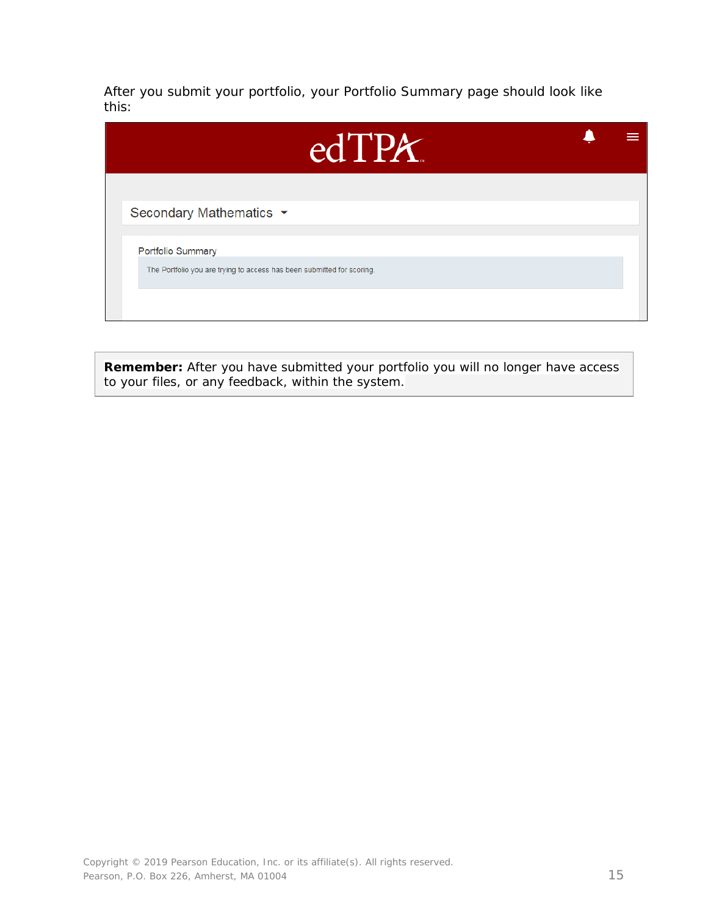After you submit your portfolio, your Portfolio Summary page should look like this:

edTPA

Secondary Mathematics

Portfolio Summary

The Portfolio you are trying to access has been submitted for scoring.

**Remember:** After you have submitted your portfolio you will no longer have access to your files, or any feedback, within the system.

Copyright © 2019 Pearson Education, Inc. or its affiliate(s). All rights reserved.
Pearson, P.O. Box 226, Amherst, MA 01004